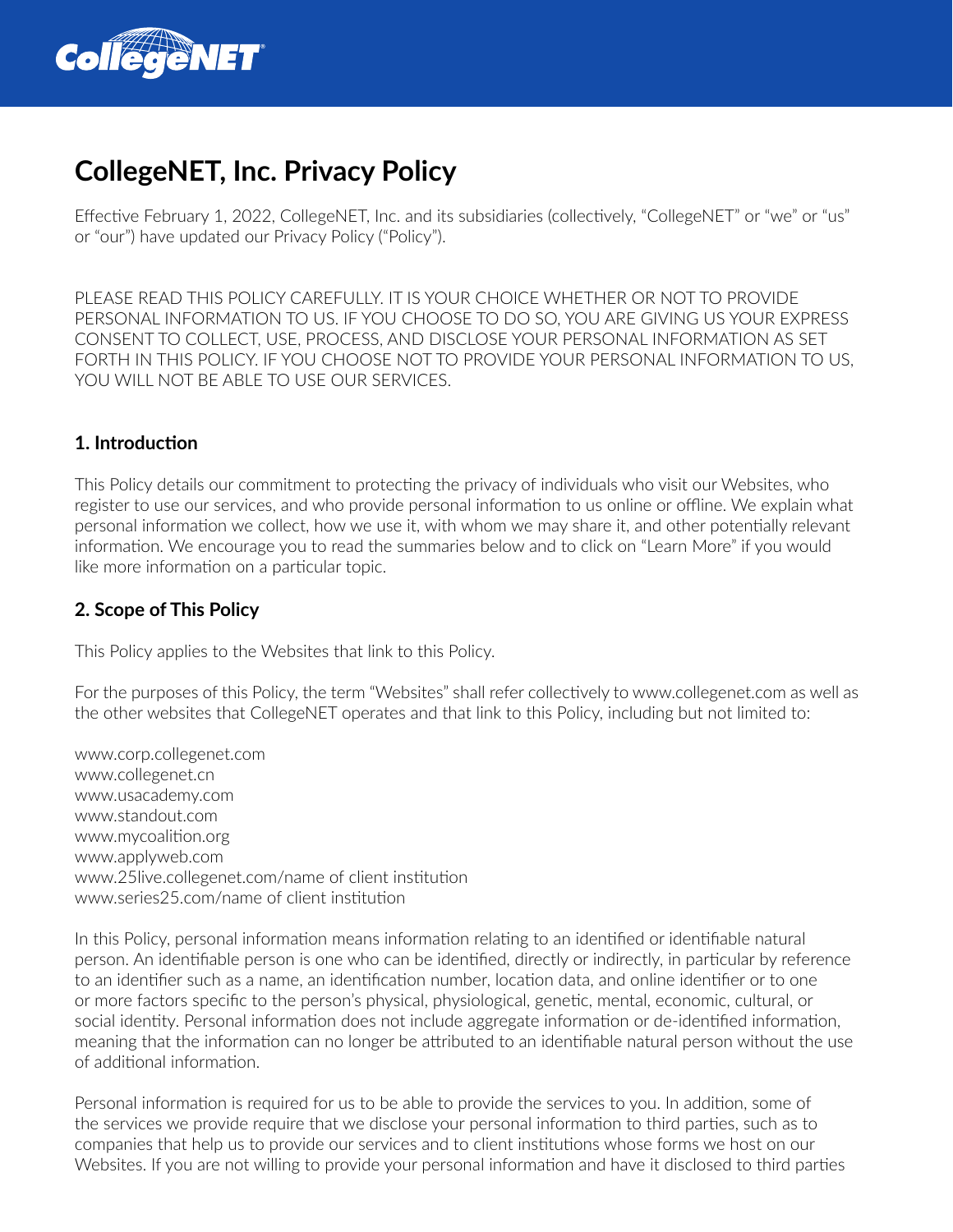# CollegeNET, Inc. Privacy Policy

Effective February 1, 2022, CollegeNET, Inc. and its subsidiaries (collectively, "CollegeNET" or "we" or "us" or "our") have updated our Privacy Policy ("Policy").

PLEASE READ THIS POLICY CAREFULLY. IT IS YOUR CHOICE WHETHER OR NOT TO PROVIDE PERSONAL INFORMATION TO US. IF YOU CHOOSE TO DO SO, YOU ARE GIVING US YOUR EXPRESS CONSENT TO COLLECT, USE, PROCESS, AND DISCLOSE YOUR PERSONAL INFORMATION AS SET FORTH IN THIS POLICY. IF YOU CHOOSE NOT TO PROVIDE YOUR PERSONAL INFORMATION TO US, YOU WILL NOT BE ABLE TO USE OUR SERVICES.

### 1. Introduction

This Policy details our commitment to protecting the privacy of individuals who visit our Websites, who register to use our services, and who provide personal information to us online or offline. We explain what personal information we collect, how we use it, with whom we may share it, and other potentially relevant information. We encourage you to read the summaries below and to click on "Learn More" if you would like more information on a particular topic.

### 2. Scope of This Policy

This Policy applies to the Websites that link to this Policy.

For the purposes of this Policy, the term "Websites" shall refer collectively to www.collegenet.com as well as the other websites that CollegeNET operates and that link to this Policy, including but not limited to:

www.corp.collegenet.com
www.collegenet.cn
www.usacademy.com
www.standout.com
www.mycoalition.org
www.applyweb.com
www.25live.collegenet.com/name of client institution
www.series25.com/name of client institution

In this Policy, personal information means information relating to an identified or identifiable natural person. An identifiable person is one who can be identified, directly or indirectly, in particular by reference to an identifier such as a name, an identification number, location data, and online identifier or to one or more factors specific to the person's physical, physiological, genetic, mental, economic, cultural, or social identity. Personal information does not include aggregate information or de-identified information, meaning that the information can no longer be attributed to an identifiable natural person without the use of additional information.

Personal information is required for us to be able to provide the services to you. In addition, some of the services we provide require that we disclose your personal information to third parties, such as to companies that help us to provide our services and to client institutions whose forms we host on our Websites. If you are not willing to provide your personal information and have it disclosed to third parties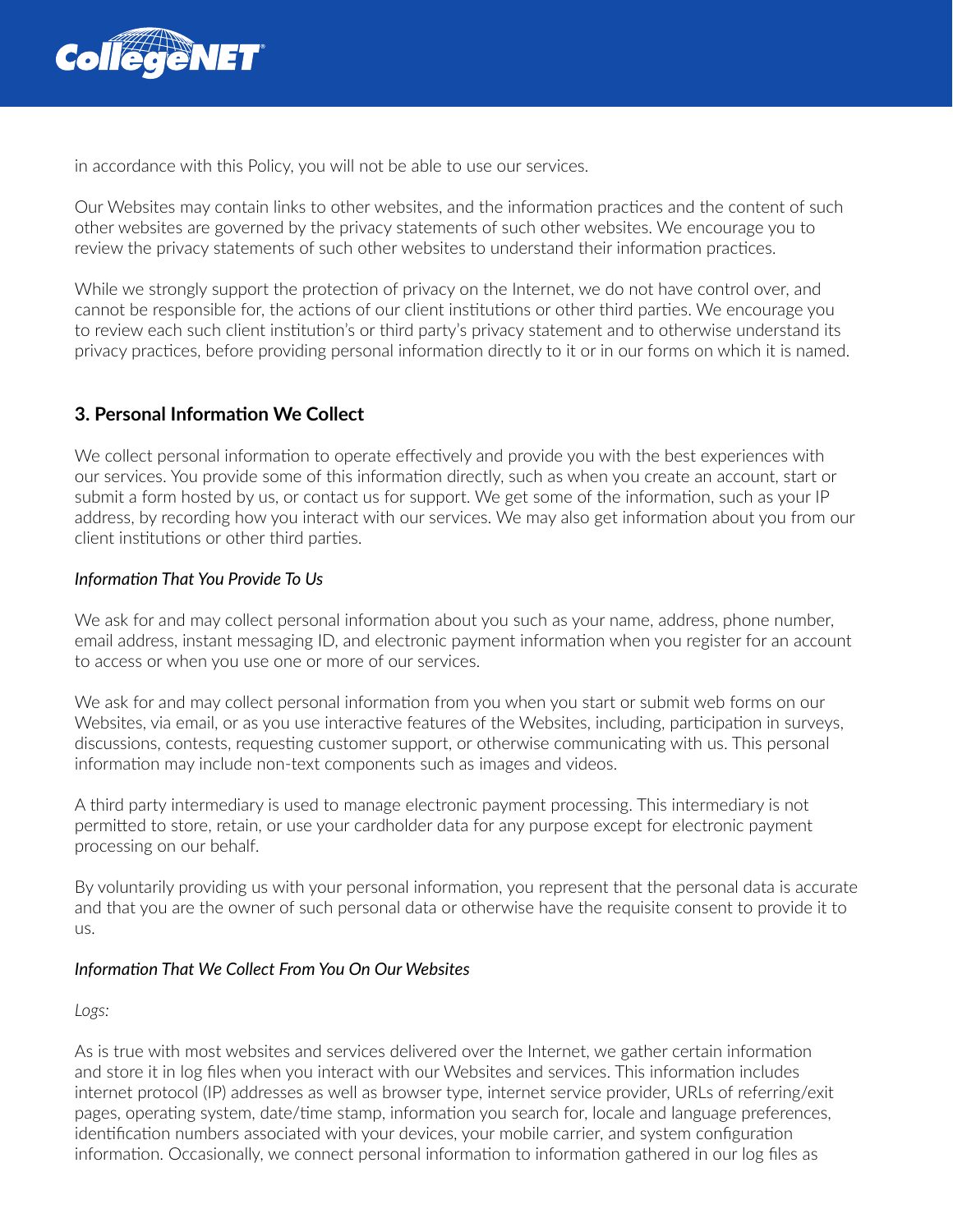in accordance with this Policy, you will not be able to use our services.

Our Websites may contain links to other websites, and the information practices and the content of such other websites are governed by the privacy statements of such other websites. We encourage you to review the privacy statements of such other websites to understand their information practices.

While we strongly support the protection of privacy on the Internet, we do not have control over, and cannot be responsible for, the actions of our client institutions or other third parties. We encourage you to review each such client institution's or third party's privacy statement and to otherwise understand its privacy practices, before providing personal information directly to it or in our forms on which it is named.

## 3. Personal Information We Collect

We collect personal information to operate effectively and provide you with the best experiences with our services. You provide some of this information directly, such as when you create an account, start or submit a form hosted by us, or contact us for support. We get some of the information, such as your IP address, by recording how you interact with our services. We may also get information about you from our client institutions or other third parties.

*Information That You Provide To Us*

We ask for and may collect personal information about you such as your name, address, phone number, email address, instant messaging ID, and electronic payment information when you register for an account to access or when you use one or more of our services.

We ask for and may collect personal information from you when you start or submit web forms on our Websites, via email, or as you use interactive features of the Websites, including, participation in surveys, discussions, contests, requesting customer support, or otherwise communicating with us. This personal information may include non-text components such as images and videos.

A third party intermediary is used to manage electronic payment processing. This intermediary is not permitted to store, retain, or use your cardholder data for any purpose except for electronic payment processing on our behalf.

By voluntarily providing us with your personal information, you represent that the personal data is accurate and that you are the owner of such personal data or otherwise have the requisite consent to provide it to us.

*Information That We Collect From You On Our Websites*

*Logs:*

As is true with most websites and services delivered over the Internet, we gather certain information and store it in log files when you interact with our Websites and services. This information includes internet protocol (IP) addresses as well as browser type, internet service provider, URLs of referring/exit pages, operating system, date/time stamp, information you search for, locale and language preferences, identification numbers associated with your devices, your mobile carrier, and system configuration information. Occasionally, we connect personal information to information gathered in our log files as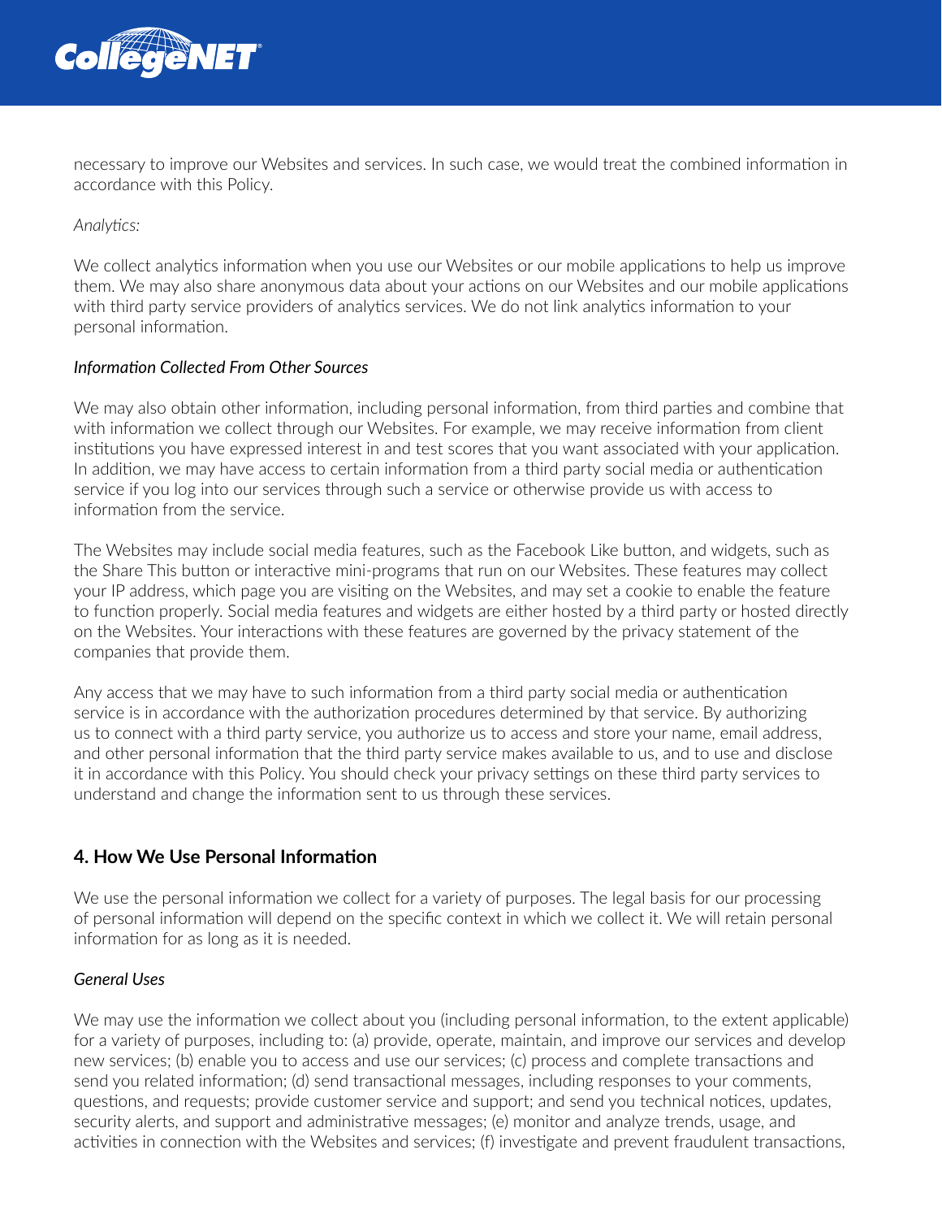necessary to improve our Websites and services. In such case, we would treat the combined information in accordance with this Policy.

*Analytics:*

We collect analytics information when you use our Websites or our mobile applications to help us improve them. We may also share anonymous data about your actions on our Websites and our mobile applications with third party service providers of analytics services. We do not link analytics information to your personal information.

*Information Collected From Other Sources*

We may also obtain other information, including personal information, from third parties and combine that with information we collect through our Websites. For example, we may receive information from client institutions you have expressed interest in and test scores that you want associated with your application. In addition, we may have access to certain information from a third party social media or authentication service if you log into our services through such a service or otherwise provide us with access to information from the service.

The Websites may include social media features, such as the Facebook Like button, and widgets, such as the Share This button or interactive mini-programs that run on our Websites. These features may collect your IP address, which page you are visiting on the Websites, and may set a cookie to enable the feature to function properly. Social media features and widgets are either hosted by a third party or hosted directly on the Websites. Your interactions with these features are governed by the privacy statement of the companies that provide them.

Any access that we may have to such information from a third party social media or authentication service is in accordance with the authorization procedures determined by that service. By authorizing us to connect with a third party service, you authorize us to access and store your name, email address, and other personal information that the third party service makes available to us, and to use and disclose it in accordance with this Policy. You should check your privacy settings on these third party services to understand and change the information sent to us through these services.

## 4. How We Use Personal Information

We use the personal information we collect for a variety of purposes. The legal basis for our processing of personal information will depend on the specific context in which we collect it. We will retain personal information for as long as it is needed.

*General Uses*

We may use the information we collect about you (including personal information, to the extent applicable) for a variety of purposes, including to: (a) provide, operate, maintain, and improve our services and develop new services; (b) enable you to access and use our services; (c) process and complete transactions and send you related information; (d) send transactional messages, including responses to your comments, questions, and requests; provide customer service and support; and send you technical notices, updates, security alerts, and support and administrative messages; (e) monitor and analyze trends, usage, and activities in connection with the Websites and services; (f) investigate and prevent fraudulent transactions,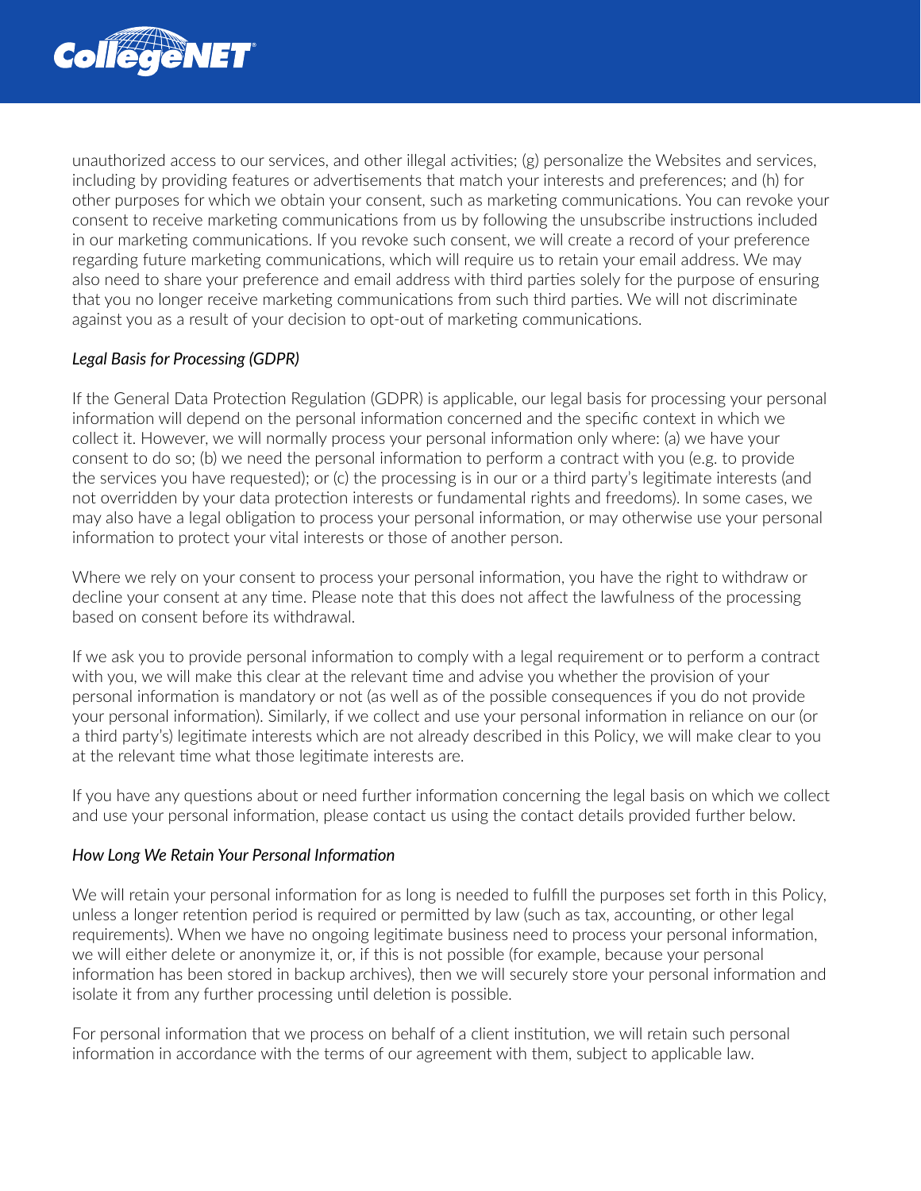unauthorized access to our services, and other illegal activities; (g) personalize the Websites and services, including by providing features or advertisements that match your interests and preferences; and (h) for other purposes for which we obtain your consent, such as marketing communications. You can revoke your consent to receive marketing communications from us by following the unsubscribe instructions included in our marketing communications. If you revoke such consent, we will create a record of your preference regarding future marketing communications, which will require us to retain your email address. We may also need to share your preference and email address with third parties solely for the purpose of ensuring that you no longer receive marketing communications from such third parties. We will not discriminate against you as a result of your decision to opt-out of marketing communications.

*Legal Basis for Processing (GDPR)*

If the General Data Protection Regulation (GDPR) is applicable, our legal basis for processing your personal information will depend on the personal information concerned and the specific context in which we collect it. However, we will normally process your personal information only where: (a) we have your consent to do so; (b) we need the personal information to perform a contract with you (e.g. to provide the services you have requested); or (c) the processing is in our or a third party's legitimate interests (and not overridden by your data protection interests or fundamental rights and freedoms). In some cases, we may also have a legal obligation to process your personal information, or may otherwise use your personal information to protect your vital interests or those of another person.

Where we rely on your consent to process your personal information, you have the right to withdraw or decline your consent at any time. Please note that this does not affect the lawfulness of the processing based on consent before its withdrawal.

If we ask you to provide personal information to comply with a legal requirement or to perform a contract with you, we will make this clear at the relevant time and advise you whether the provision of your personal information is mandatory or not (as well as of the possible consequences if you do not provide your personal information). Similarly, if we collect and use your personal information in reliance on our (or a third party's) legitimate interests which are not already described in this Policy, we will make clear to you at the relevant time what those legitimate interests are.

If you have any questions about or need further information concerning the legal basis on which we collect and use your personal information, please contact us using the contact details provided further below.

*How Long We Retain Your Personal Information*

We will retain your personal information for as long is needed to fulfill the purposes set forth in this Policy, unless a longer retention period is required or permitted by law (such as tax, accounting, or other legal requirements). When we have no ongoing legitimate business need to process your personal information, we will either delete or anonymize it, or, if this is not possible (for example, because your personal information has been stored in backup archives), then we will securely store your personal information and isolate it from any further processing until deletion is possible.

For personal information that we process on behalf of a client institution, we will retain such personal information in accordance with the terms of our agreement with them, subject to applicable law.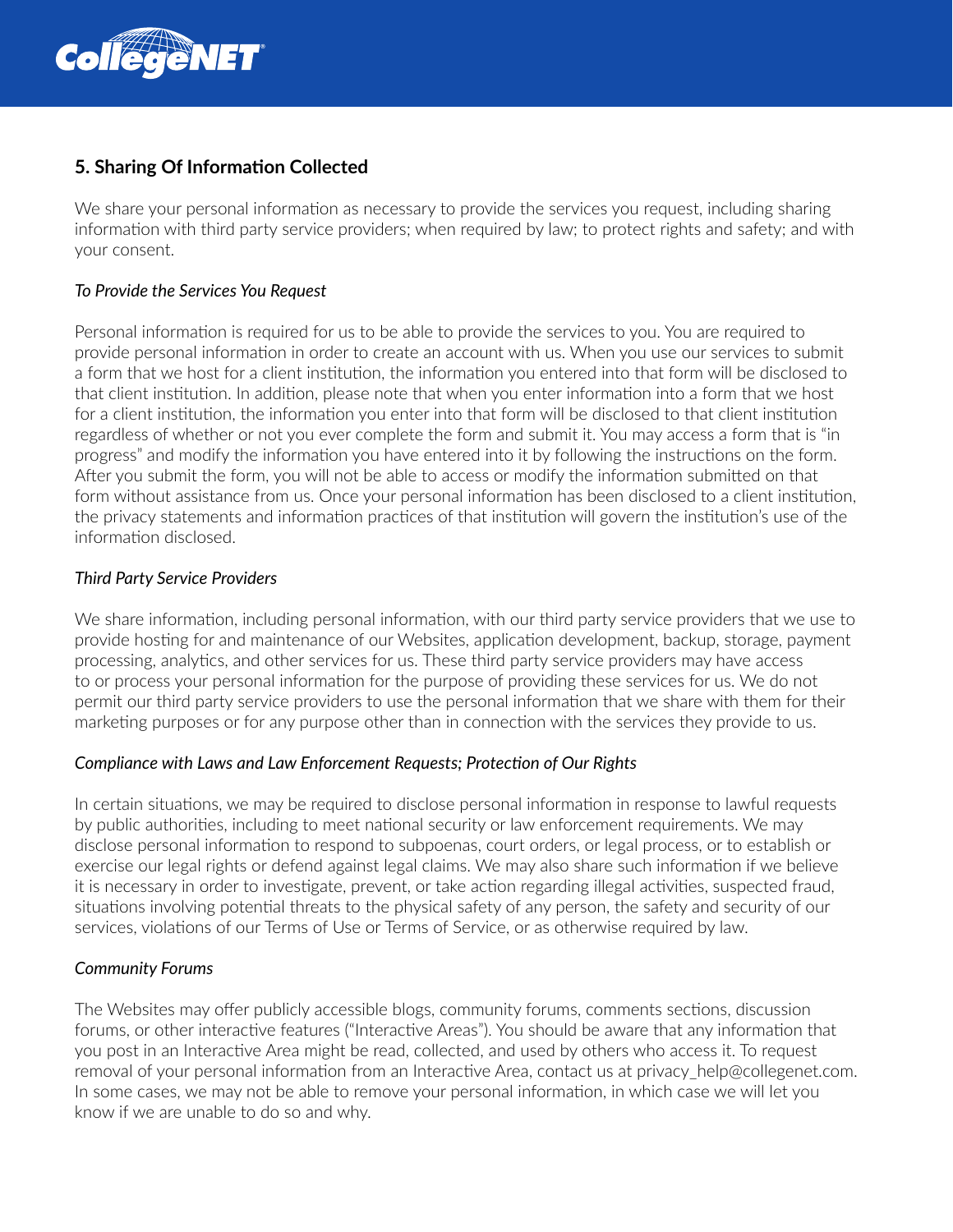## 5. Sharing Of Information Collected

We share your personal information as necessary to provide the services you request, including sharing information with third party service providers; when required by law; to protect rights and safety; and with your consent.

*To Provide the Services You Request*

Personal information is required for us to be able to provide the services to you. You are required to provide personal information in order to create an account with us. When you use our services to submit a form that we host for a client institution, the information you entered into that form will be disclosed to that client institution. In addition, please note that when you enter information into a form that we host for a client institution, the information you enter into that form will be disclosed to that client institution regardless of whether or not you ever complete the form and submit it. You may access a form that is "in progress" and modify the information you have entered into it by following the instructions on the form. After you submit the form, you will not be able to access or modify the information submitted on that form without assistance from us. Once your personal information has been disclosed to a client institution, the privacy statements and information practices of that institution will govern the institution's use of the information disclosed.

*Third Party Service Providers*

We share information, including personal information, with our third party service providers that we use to provide hosting for and maintenance of our Websites, application development, backup, storage, payment processing, analytics, and other services for us. These third party service providers may have access to or process your personal information for the purpose of providing these services for us. We do not permit our third party service providers to use the personal information that we share with them for their marketing purposes or for any purpose other than in connection with the services they provide to us.

*Compliance with Laws and Law Enforcement Requests; Protection of Our Rights*

In certain situations, we may be required to disclose personal information in response to lawful requests by public authorities, including to meet national security or law enforcement requirements. We may disclose personal information to respond to subpoenas, court orders, or legal process, or to establish or exercise our legal rights or defend against legal claims. We may also share such information if we believe it is necessary in order to investigate, prevent, or take action regarding illegal activities, suspected fraud, situations involving potential threats to the physical safety of any person, the safety and security of our services, violations of our Terms of Use or Terms of Service, or as otherwise required by law.

*Community Forums*

The Websites may offer publicly accessible blogs, community forums, comments sections, discussion forums, or other interactive features ("Interactive Areas"). You should be aware that any information that you post in an Interactive Area might be read, collected, and used by others who access it. To request removal of your personal information from an Interactive Area, contact us at privacy_help@collegenet.com. In some cases, we may not be able to remove your personal information, in which case we will let you know if we are unable to do so and why.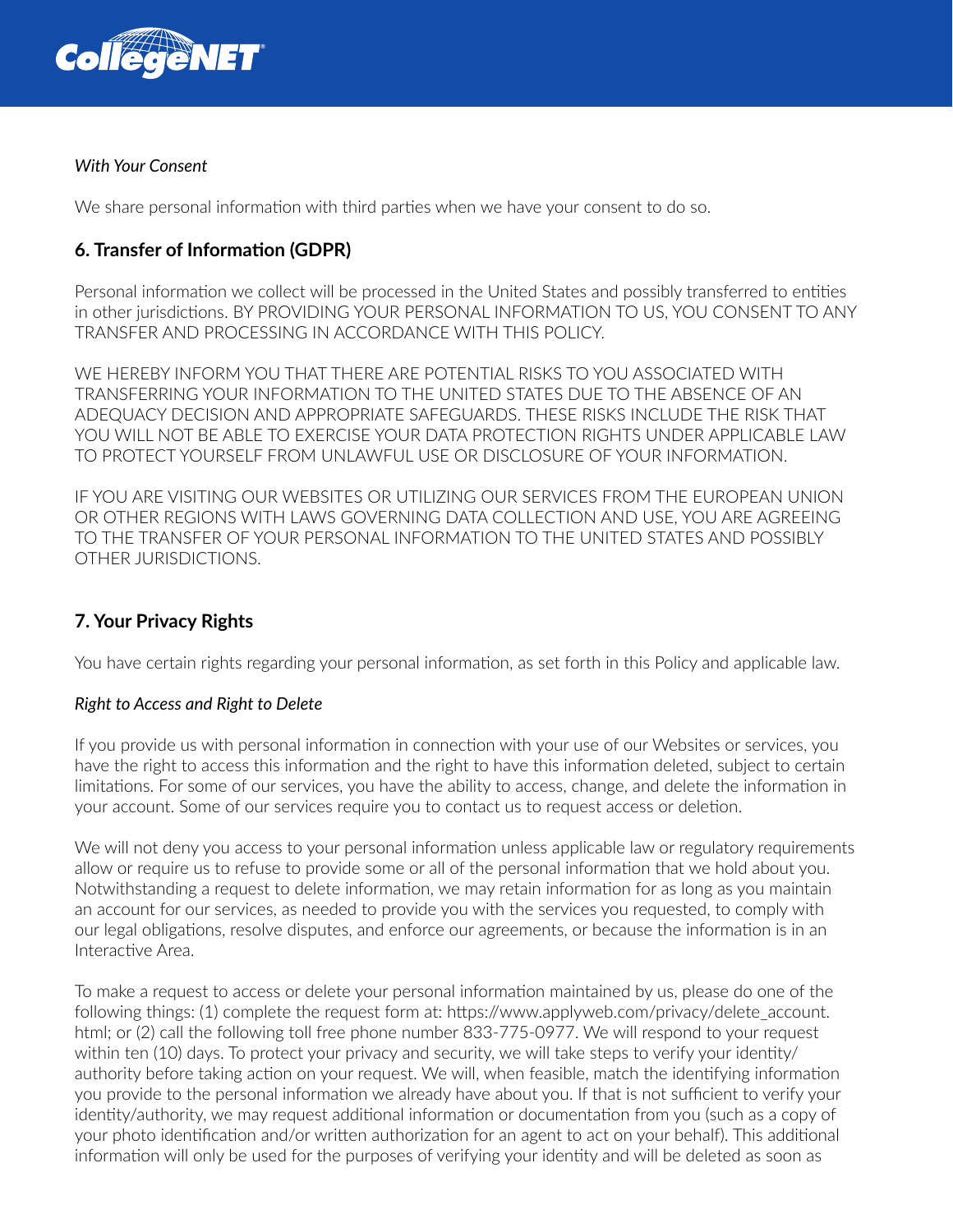*With Your Consent*

We share personal information with third parties when we have your consent to do so.

## 6. Transfer of Information (GDPR)

Personal information we collect will be processed in the United States and possibly transferred to entities in other jurisdictions. BY PROVIDING YOUR PERSONAL INFORMATION TO US, YOU CONSENT TO ANY TRANSFER AND PROCESSING IN ACCORDANCE WITH THIS POLICY.

WE HEREBY INFORM YOU THAT THERE ARE POTENTIAL RISKS TO YOU ASSOCIATED WITH TRANSFERRING YOUR INFORMATION TO THE UNITED STATES DUE TO THE ABSENCE OF AN ADEQUACY DECISION AND APPROPRIATE SAFEGUARDS. THESE RISKS INCLUDE THE RISK THAT YOU WILL NOT BE ABLE TO EXERCISE YOUR DATA PROTECTION RIGHTS UNDER APPLICABLE LAW TO PROTECT YOURSELF FROM UNLAWFUL USE OR DISCLOSURE OF YOUR INFORMATION.

IF YOU ARE VISITING OUR WEBSITES OR UTILIZING OUR SERVICES FROM THE EUROPEAN UNION OR OTHER REGIONS WITH LAWS GOVERNING DATA COLLECTION AND USE, YOU ARE AGREEING TO THE TRANSFER OF YOUR PERSONAL INFORMATION TO THE UNITED STATES AND POSSIBLY OTHER JURISDICTIONS.

## 7. Your Privacy Rights

You have certain rights regarding your personal information, as set forth in this Policy and applicable law.

*Right to Access and Right to Delete*

If you provide us with personal information in connection with your use of our Websites or services, you have the right to access this information and the right to have this information deleted, subject to certain limitations. For some of our services, you have the ability to access, change, and delete the information in your account. Some of our services require you to contact us to request access or deletion.

We will not deny you access to your personal information unless applicable law or regulatory requirements allow or require us to refuse to provide some or all of the personal information that we hold about you. Notwithstanding a request to delete information, we may retain information for as long as you maintain an account for our services, as needed to provide you with the services you requested, to comply with our legal obligations, resolve disputes, and enforce our agreements, or because the information is in an Interactive Area.

To make a request to access or delete your personal information maintained by us, please do one of the following things: (1) complete the request form at: https://www.applyweb.com/privacy/delete_account.html; or (2) call the following toll free phone number 833-775-0977. We will respond to your request within ten (10) days. To protect your privacy and security, we will take steps to verify your identity/authority before taking action on your request. We will, when feasible, match the identifying information you provide to the personal information we already have about you. If that is not sufficient to verify your identity/authority, we may request additional information or documentation from you (such as a copy of your photo identification and/or written authorization for an agent to act on your behalf). This additional information will only be used for the purposes of verifying your identity and will be deleted as soon as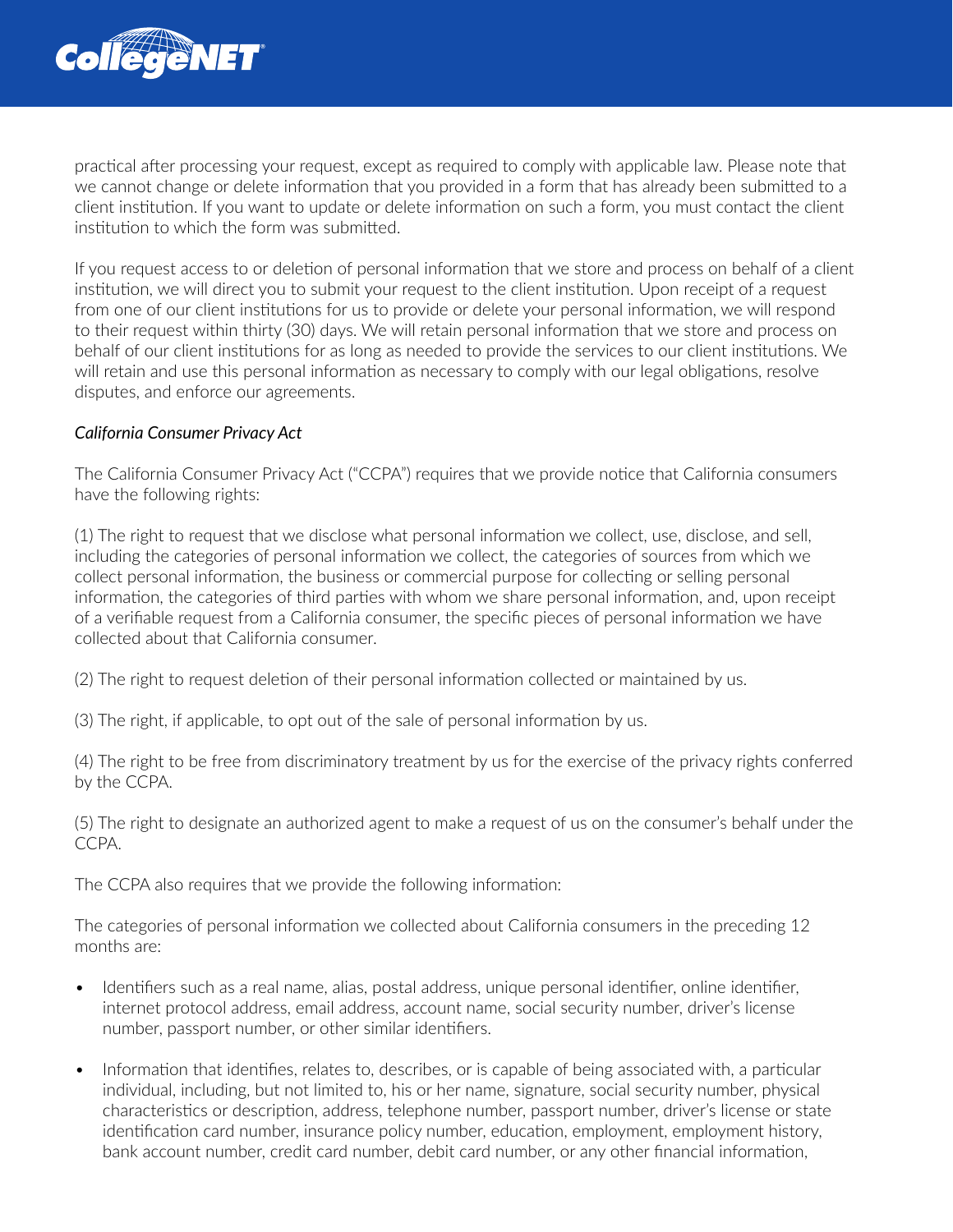practical after processing your request, except as required to comply with applicable law. Please note that we cannot change or delete information that you provided in a form that has already been submitted to a client institution. If you want to update or delete information on such a form, you must contact the client institution to which the form was submitted.

If you request access to or deletion of personal information that we store and process on behalf of a client institution, we will direct you to submit your request to the client institution. Upon receipt of a request from one of our client institutions for us to provide or delete your personal information, we will respond to their request within thirty (30) days. We will retain personal information that we store and process on behalf of our client institutions for as long as needed to provide the services to our client institutions. We will retain and use this personal information as necessary to comply with our legal obligations, resolve disputes, and enforce our agreements.

*California Consumer Privacy Act*

The California Consumer Privacy Act ("CCPA") requires that we provide notice that California consumers have the following rights:

(1) The right to request that we disclose what personal information we collect, use, disclose, and sell, including the categories of personal information we collect, the categories of sources from which we collect personal information, the business or commercial purpose for collecting or selling personal information, the categories of third parties with whom we share personal information, and, upon receipt of a verifiable request from a California consumer, the specific pieces of personal information we have collected about that California consumer.

(2) The right to request deletion of their personal information collected or maintained by us.

(3) The right, if applicable, to opt out of the sale of personal information by us.

(4) The right to be free from discriminatory treatment by us for the exercise of the privacy rights conferred by the CCPA.

(5) The right to designate an authorized agent to make a request of us on the consumer's behalf under the CCPA.

The CCPA also requires that we provide the following information:

The categories of personal information we collected about California consumers in the preceding 12 months are:

- Identifiers such as a real name, alias, postal address, unique personal identifier, online identifier, internet protocol address, email address, account name, social security number, driver's license number, passport number, or other similar identifiers.
- Information that identifies, relates to, describes, or is capable of being associated with, a particular individual, including, but not limited to, his or her name, signature, social security number, physical characteristics or description, address, telephone number, passport number, driver's license or state identification card number, insurance policy number, education, employment, employment history, bank account number, credit card number, debit card number, or any other financial information,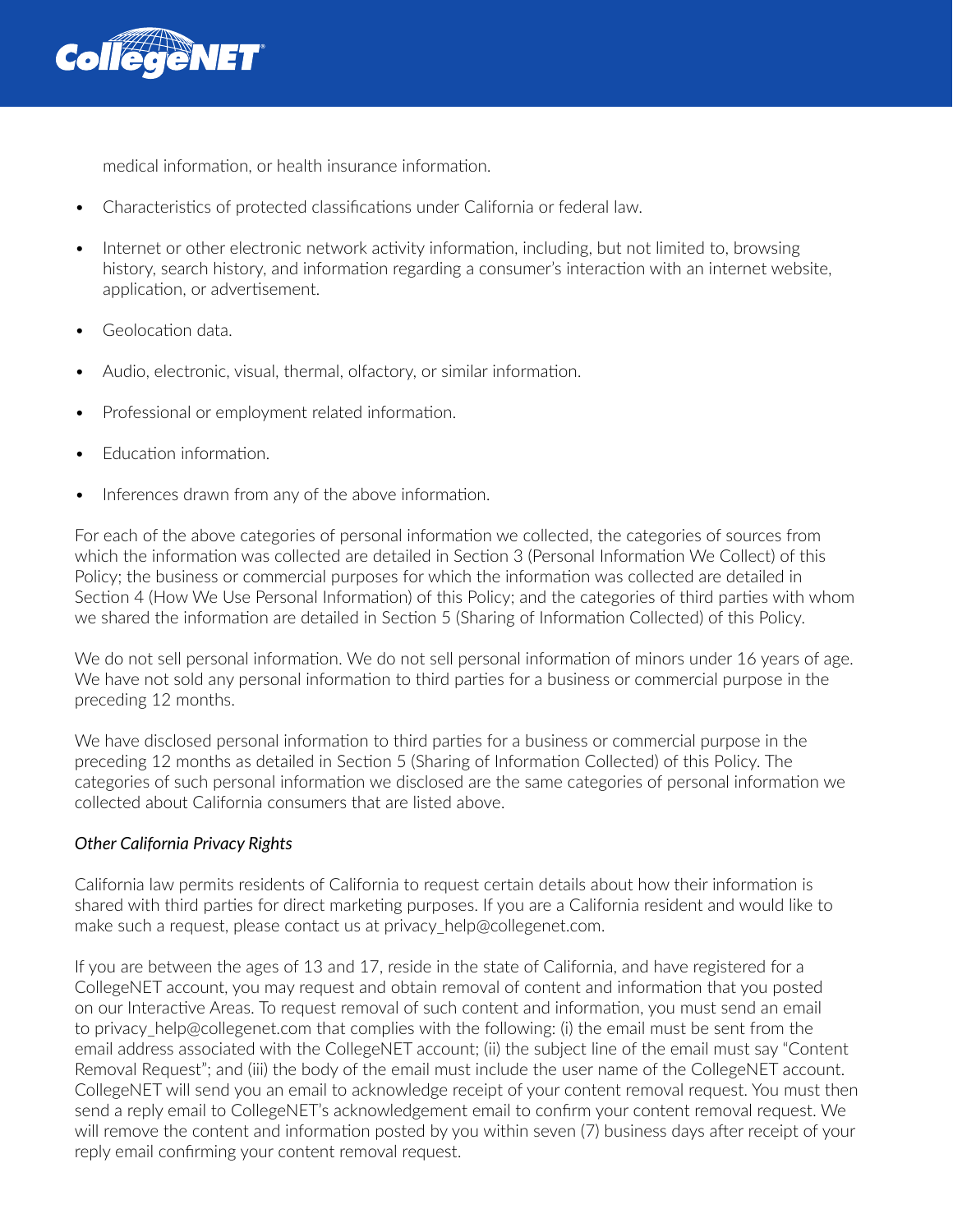medical information, or health insurance information.

- Characteristics of protected classifications under California or federal law.
- Internet or other electronic network activity information, including, but not limited to, browsing history, search history, and information regarding a consumer's interaction with an internet website, application, or advertisement.
- Geolocation data.
- Audio, electronic, visual, thermal, olfactory, or similar information.
- Professional or employment related information.
- Education information.
- Inferences drawn from any of the above information.

For each of the above categories of personal information we collected, the categories of sources from which the information was collected are detailed in Section 3 (Personal Information We Collect) of this Policy; the business or commercial purposes for which the information was collected are detailed in Section 4 (How We Use Personal Information) of this Policy; and the categories of third parties with whom we shared the information are detailed in Section 5 (Sharing of Information Collected) of this Policy.

We do not sell personal information. We do not sell personal information of minors under 16 years of age. We have not sold any personal information to third parties for a business or commercial purpose in the preceding 12 months.

We have disclosed personal information to third parties for a business or commercial purpose in the preceding 12 months as detailed in Section 5 (Sharing of Information Collected) of this Policy. The categories of such personal information we disclosed are the same categories of personal information we collected about California consumers that are listed above.

*Other California Privacy Rights*

California law permits residents of California to request certain details about how their information is shared with third parties for direct marketing purposes. If you are a California resident and would like to make such a request, please contact us at privacy_help@collegenet.com.

If you are between the ages of 13 and 17, reside in the state of California, and have registered for a CollegeNET account, you may request and obtain removal of content and information that you posted on our Interactive Areas. To request removal of such content and information, you must send an email to privacy_help@collegenet.com that complies with the following: (i) the email must be sent from the email address associated with the CollegeNET account; (ii) the subject line of the email must say "Content Removal Request"; and (iii) the body of the email must include the user name of the CollegeNET account. CollegeNET will send you an email to acknowledge receipt of your content removal request. You must then send a reply email to CollegeNET's acknowledgement email to confirm your content removal request. We will remove the content and information posted by you within seven (7) business days after receipt of your reply email confirming your content removal request.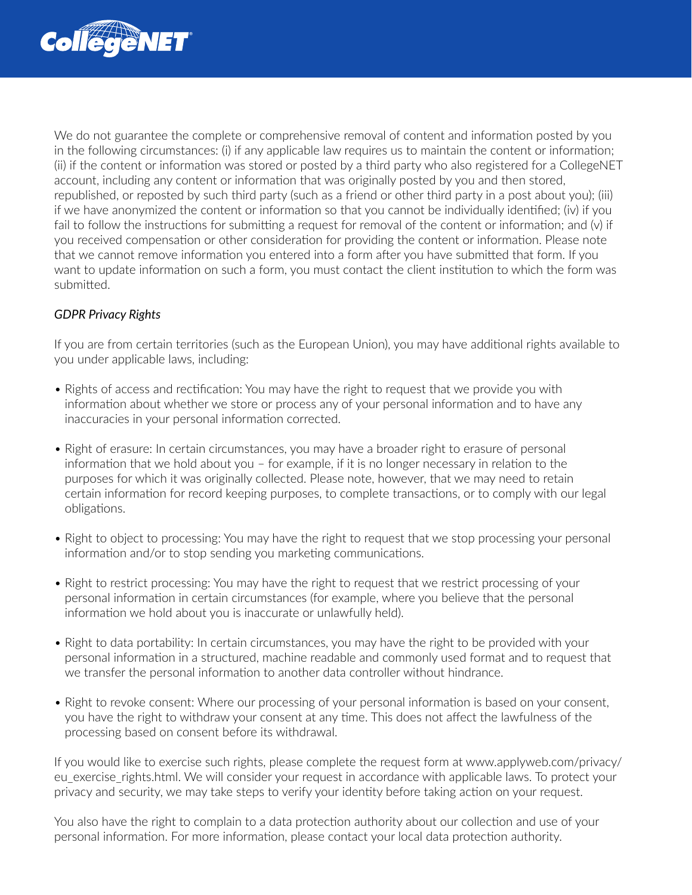We do not guarantee the complete or comprehensive removal of content and information posted by you in the following circumstances: (i) if any applicable law requires us to maintain the content or information; (ii) if the content or information was stored or posted by a third party who also registered for a CollegeNET account, including any content or information that was originally posted by you and then stored, republished, or reposted by such third party (such as a friend or other third party in a post about you); (iii) if we have anonymized the content or information so that you cannot be individually identified; (iv) if you fail to follow the instructions for submitting a request for removal of the content or information; and (v) if you received compensation or other consideration for providing the content or information. Please note that we cannot remove information you entered into a form after you have submitted that form. If you want to update information on such a form, you must contact the client institution to which the form was submitted.

*GDPR Privacy Rights*

If you are from certain territories (such as the European Union), you may have additional rights available to you under applicable laws, including:

- Rights of access and rectification: You may have the right to request that we provide you with information about whether we store or process any of your personal information and to have any inaccuracies in your personal information corrected.
- Right of erasure: In certain circumstances, you may have a broader right to erasure of personal information that we hold about you – for example, if it is no longer necessary in relation to the purposes for which it was originally collected. Please note, however, that we may need to retain certain information for record keeping purposes, to complete transactions, or to comply with our legal obligations.
- Right to object to processing: You may have the right to request that we stop processing your personal information and/or to stop sending you marketing communications.
- Right to restrict processing: You may have the right to request that we restrict processing of your personal information in certain circumstances (for example, where you believe that the personal information we hold about you is inaccurate or unlawfully held).
- Right to data portability: In certain circumstances, you may have the right to be provided with your personal information in a structured, machine readable and commonly used format and to request that we transfer the personal information to another data controller without hindrance.
- Right to revoke consent: Where our processing of your personal information is based on your consent, you have the right to withdraw your consent at any time. This does not affect the lawfulness of the processing based on consent before its withdrawal.

If you would like to exercise such rights, please complete the request form at www.applyweb.com/privacy/eu_exercise_rights.html. We will consider your request in accordance with applicable laws. To protect your privacy and security, we may take steps to verify your identity before taking action on your request.

You also have the right to complain to a data protection authority about our collection and use of your personal information. For more information, please contact your local data protection authority.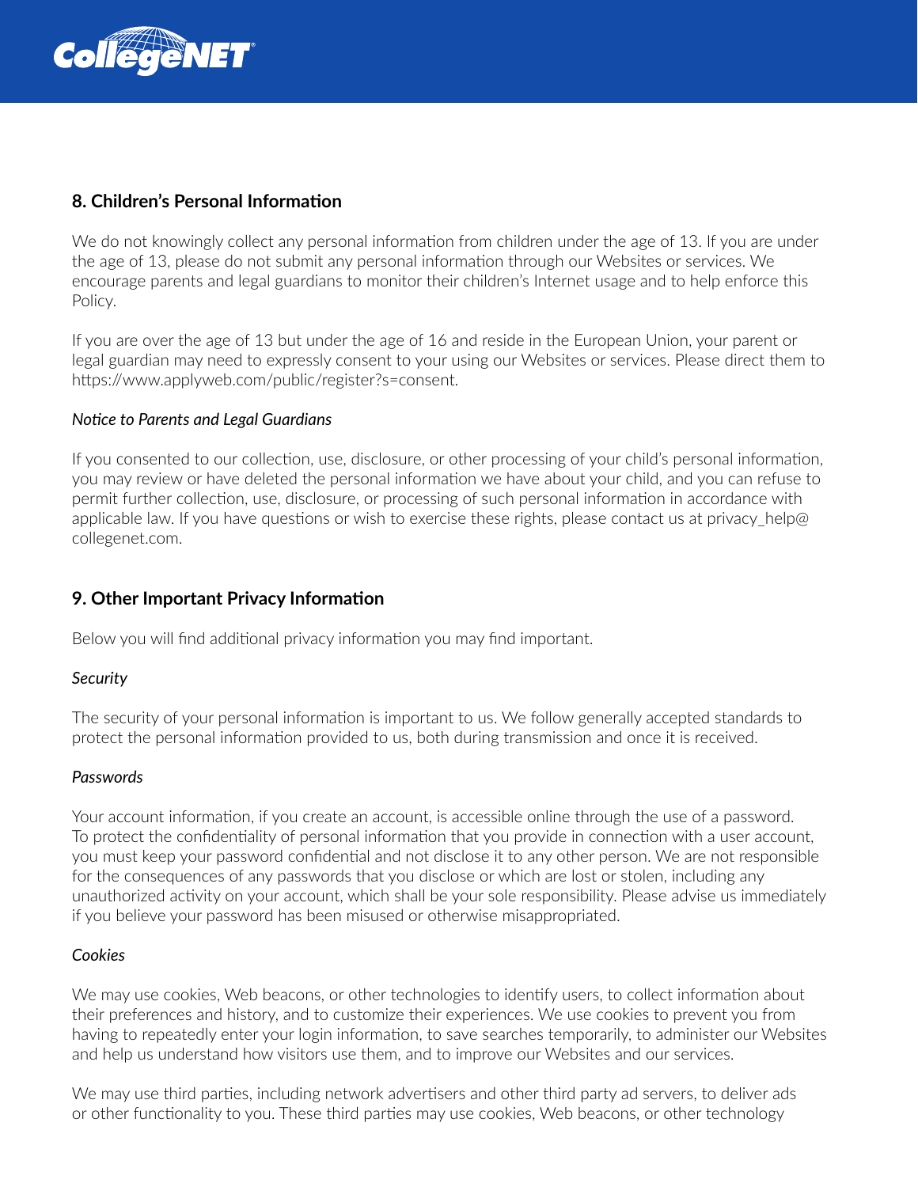## 8. Children's Personal Information

We do not knowingly collect any personal information from children under the age of 13. If you are under the age of 13, please do not submit any personal information through our Websites or services. We encourage parents and legal guardians to monitor their children's Internet usage and to help enforce this Policy.

If you are over the age of 13 but under the age of 16 and reside in the European Union, your parent or legal guardian may need to expressly consent to your using our Websites or services. Please direct them to https://www.applyweb.com/public/register?s=consent.

*Notice to Parents and Legal Guardians*

If you consented to our collection, use, disclosure, or other processing of your child's personal information, you may review or have deleted the personal information we have about your child, and you can refuse to permit further collection, use, disclosure, or processing of such personal information in accordance with applicable law. If you have questions or wish to exercise these rights, please contact us at privacy_help@collegenet.com.

## 9. Other Important Privacy Information

Below you will find additional privacy information you may find important.

*Security*

The security of your personal information is important to us. We follow generally accepted standards to protect the personal information provided to us, both during transmission and once it is received.

*Passwords*

Your account information, if you create an account, is accessible online through the use of a password. To protect the confidentiality of personal information that you provide in connection with a user account, you must keep your password confidential and not disclose it to any other person. We are not responsible for the consequences of any passwords that you disclose or which are lost or stolen, including any unauthorized activity on your account, which shall be your sole responsibility. Please advise us immediately if you believe your password has been misused or otherwise misappropriated.

*Cookies*

We may use cookies, Web beacons, or other technologies to identify users, to collect information about their preferences and history, and to customize their experiences. We use cookies to prevent you from having to repeatedly enter your login information, to save searches temporarily, to administer our Websites and help us understand how visitors use them, and to improve our Websites and our services.

We may use third parties, including network advertisers and other third party ad servers, to deliver ads or other functionality to you. These third parties may use cookies, Web beacons, or other technology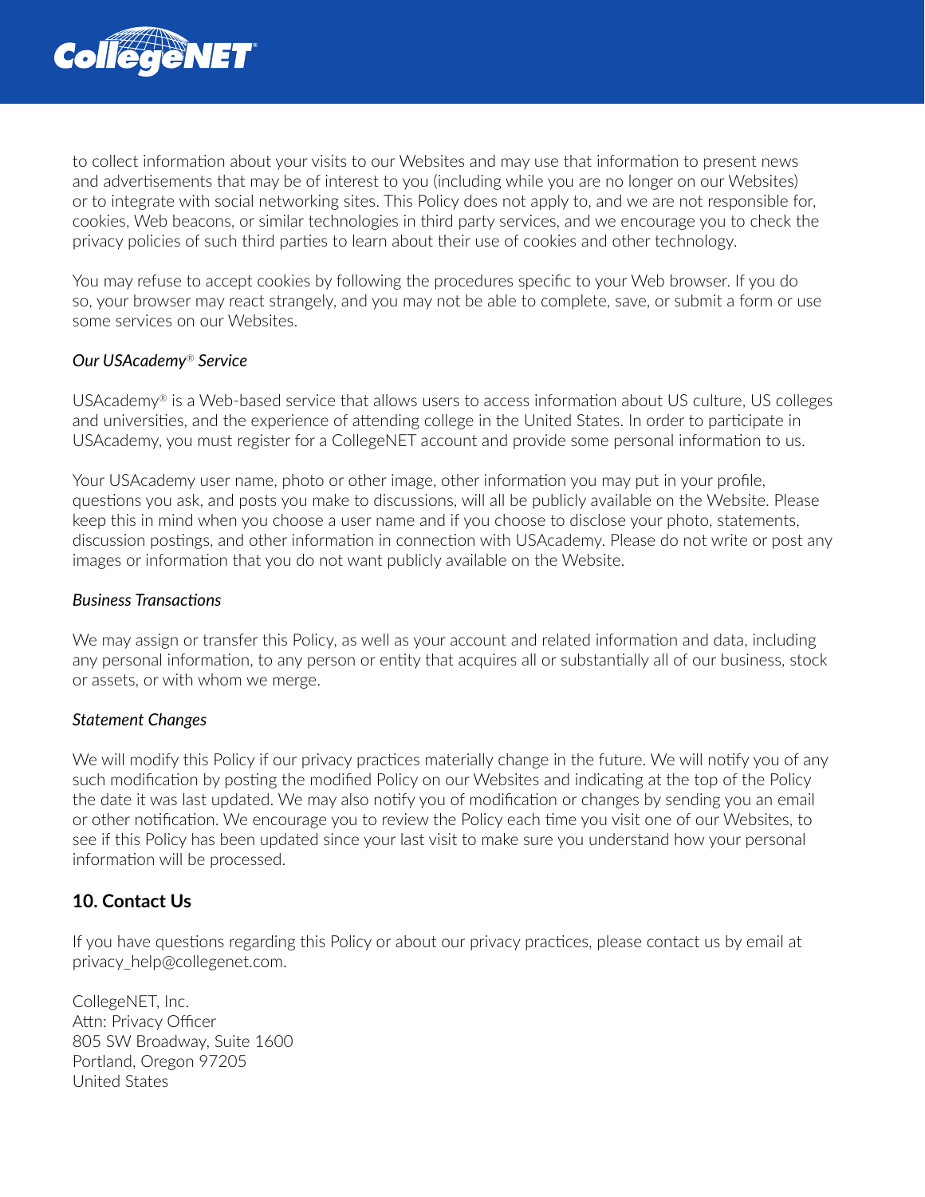to collect information about your visits to our Websites and may use that information to present news and advertisements that may be of interest to you (including while you are no longer on our Websites) or to integrate with social networking sites. This Policy does not apply to, and we are not responsible for, cookies, Web beacons, or similar technologies in third party services, and we encourage you to check the privacy policies of such third parties to learn about their use of cookies and other technology.

You may refuse to accept cookies by following the procedures specific to your Web browser. If you do so, your browser may react strangely, and you may not be able to complete, save, or submit a form or use some services on our Websites.

*Our USAcademy® Service*

USAcademy® is a Web-based service that allows users to access information about US culture, US colleges and universities, and the experience of attending college in the United States. In order to participate in USAcademy, you must register for a CollegeNET account and provide some personal information to us.

Your USAcademy user name, photo or other image, other information you may put in your profile, questions you ask, and posts you make to discussions, will all be publicly available on the Website. Please keep this in mind when you choose a user name and if you choose to disclose your photo, statements, discussion postings, and other information in connection with USAcademy. Please do not write or post any images or information that you do not want publicly available on the Website.

*Business Transactions*

We may assign or transfer this Policy, as well as your account and related information and data, including any personal information, to any person or entity that acquires all or substantially all of our business, stock or assets, or with whom we merge.

*Statement Changes*

We will modify this Policy if our privacy practices materially change in the future. We will notify you of any such modification by posting the modified Policy on our Websites and indicating at the top of the Policy the date it was last updated. We may also notify you of modification or changes by sending you an email or other notification. We encourage you to review the Policy each time you visit one of our Websites, to see if this Policy has been updated since your last visit to make sure you understand how your personal information will be processed.

## 10. Contact Us

If you have questions regarding this Policy or about our privacy practices, please contact us by email at privacy_help@collegenet.com.

CollegeNET, Inc.
Attn: Privacy Officer
805 SW Broadway, Suite 1600
Portland, Oregon 97205
United States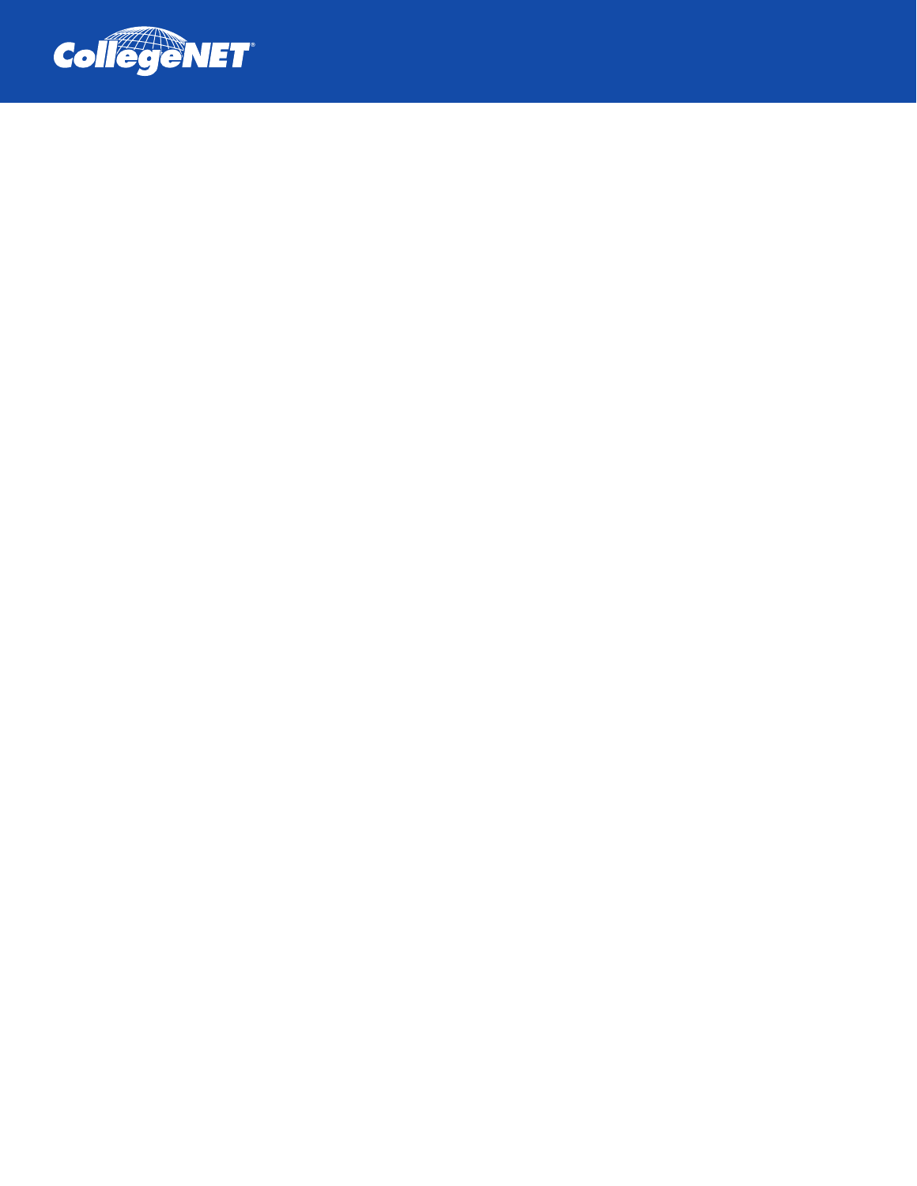CollegeNET®